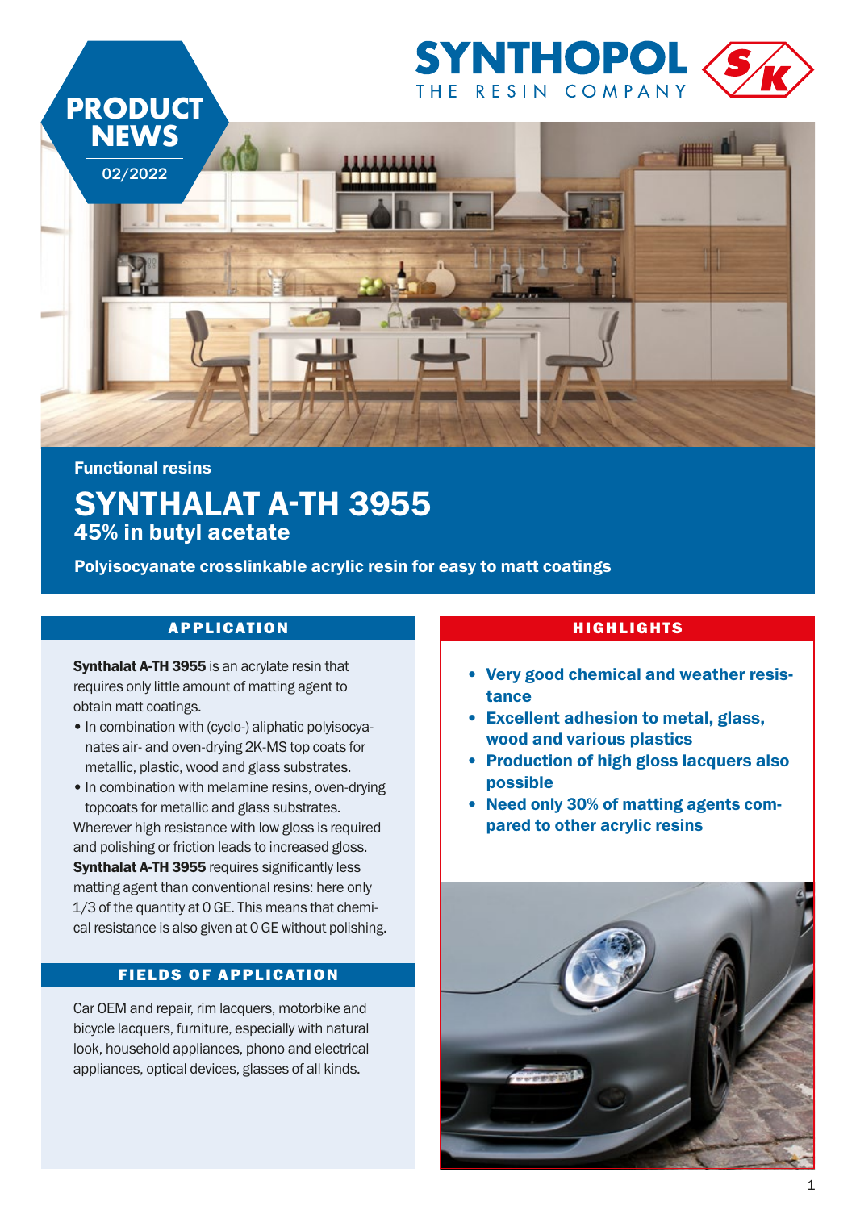**PRODUCT NEWS**

02/2022

SYNTHOPOL
THE RESIN COMPANY

Functional resins

# SYNTHALAT A-TH 3955

## 45% in butyl acetate

**Polyisocyanate crosslinkable acrylic resin for easy to matt coatings**

### APPLICATION

**Synthalat A-TH 3955** is an acrylate resin that requires only little amount of matting agent to obtain matt coatings.

- In combination with (cyclo-) aliphatic polyisocyanates air- and oven-drying 2K-MS top coats for metallic, plastic, wood and glass substrates.
- In combination with melamine resins, oven-drying topcoats for metallic and glass substrates.

Wherever high resistance with low gloss is required and polishing or friction leads to increased gloss. **Synthalat A-TH 3955** requires significantly less matting agent than conventional resins: here only 1/3 of the quantity at 0 GE. This means that chemical resistance is also given at 0 GE without polishing.

### FIELDS OF APPLICATION

Car OEM and repair, rim lacquers, motorbike and bicycle lacquers, furniture, especially with natural look, household appliances, phono and electrical appliances, optical devices, glasses of all kinds.

### HIGHLIGHTS

- **Very good chemical and weather resistance**
- **Excellent adhesion to metal, glass, wood and various plastics**
- **Production of high gloss lacquers also possible**
- **Need only 30% of matting agents compared to other acrylic resins**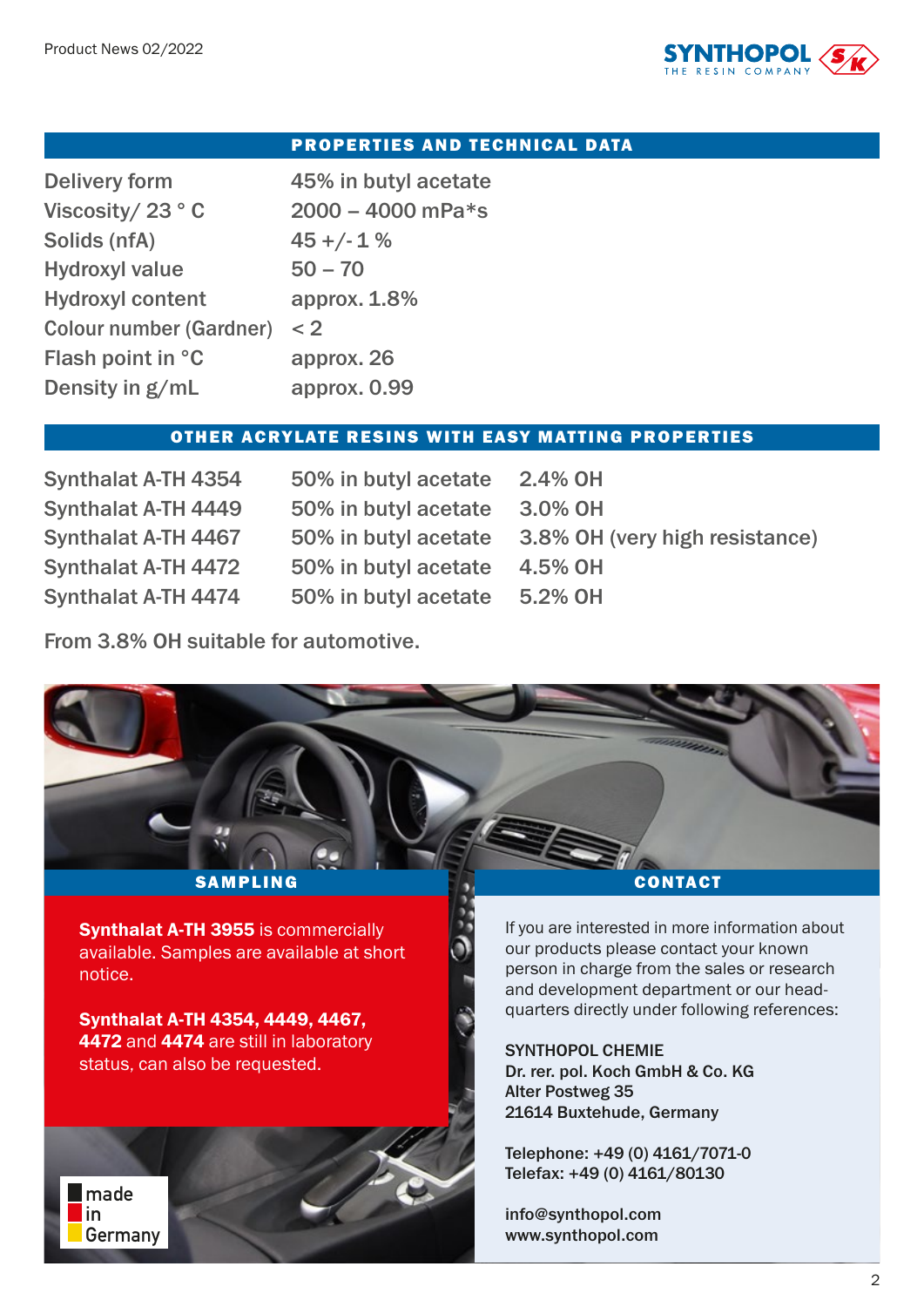## PROPERTIES AND TECHNICAL DATA

| | |
|---|---|
| Delivery form | 45% in butyl acetate |
| Viscosity/ 23 ° C | 2000 – 4000 mPa*s |
| Solids (nfA) | 45 +/- 1 % |
| Hydroxyl value | 50 – 70 |
| Hydroxyl content | approx. 1.8% |
| Colour number (Gardner) | < 2 |
| Flash point in °C | approx. 26 |
| Density in g/mL | approx. 0.99 |

## OTHER ACRYLATE RESINS WITH EASY MATTING PROPERTIES

| | | |
|---|---|---|
| Synthalat A-TH 4354 | 50% in butyl acetate | 2.4% OH |
| Synthalat A-TH 4449 | 50% in butyl acetate | 3.0% OH |
| Synthalat A-TH 4467 | 50% in butyl acetate | 3.8% OH (very high resistance) |
| Synthalat A-TH 4472 | 50% in butyl acetate | 4.5% OH |
| Synthalat A-TH 4474 | 50% in butyl acetate | 5.2% OH |

From 3.8% OH suitable for automotive.

## SAMPLING

**Synthalat A-TH 3955** is commercially available. Samples are available at short notice.

**Synthalat A-TH 4354, 4449, 4467, 4472** and **4474** are still in laboratory status, can also be requested.

made in Germany

## CONTACT

If you are interested in more information about our products please contact your known person in charge from the sales or research and development department or our headquarters directly under following references:

SYNTHOPOL CHEMIE
Dr. rer. pol. Koch GmbH & Co. KG
Alter Postweg 35
21614 Buxtehude, Germany

Telephone: +49 (0) 4161/7071-0
Telefax: +49 (0) 4161/80130

info@synthopol.com
www.synthopol.com